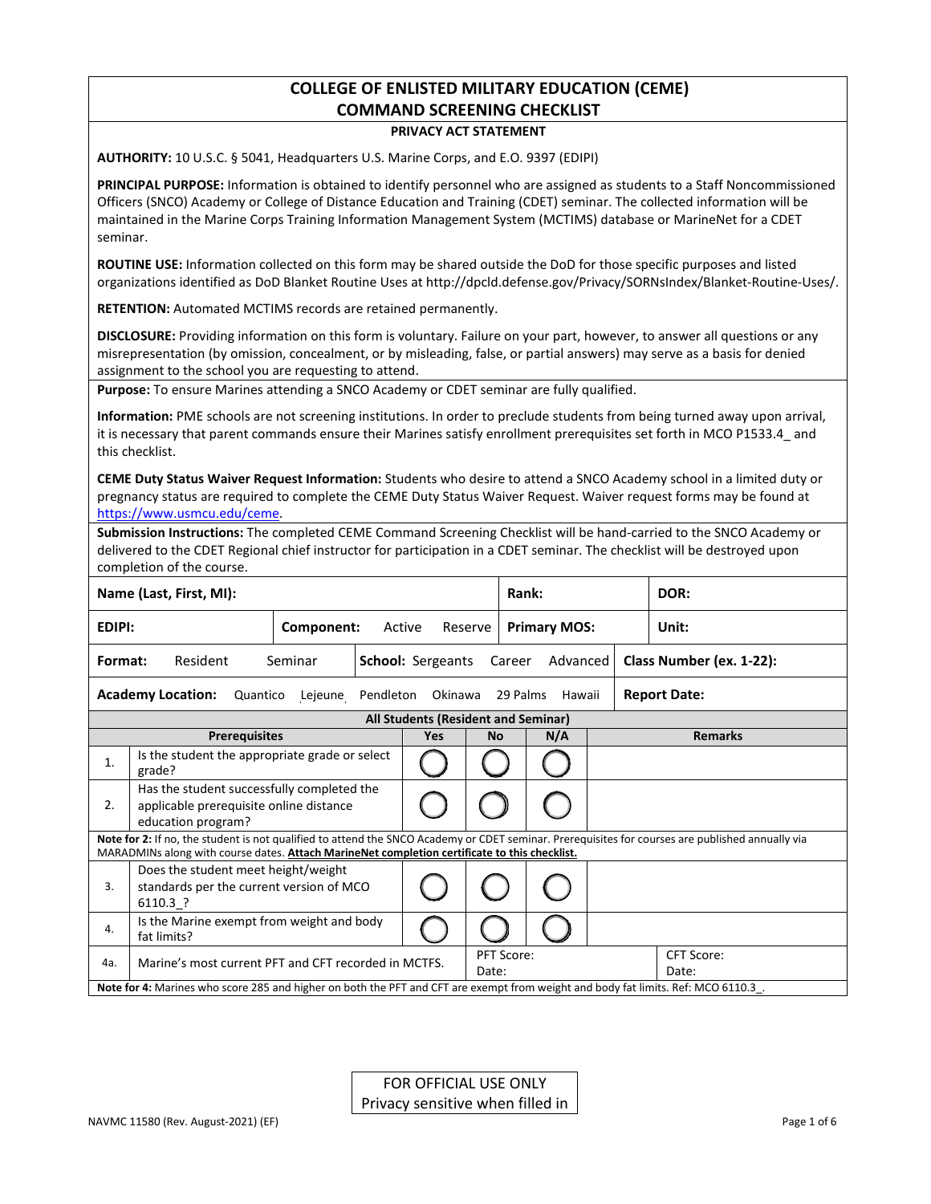# COLLEGE OF ENLISTED MILITARY EDUCATION (CEME)
# COMMAND SCREENING CHECKLIST

### PRIVACY ACT STATEMENT

**AUTHORITY:** 10 U.S.C. § 5041, Headquarters U.S. Marine Corps, and E.O. 9397 (EDIPI)

**PRINCIPAL PURPOSE:** Information is obtained to identify personnel who are assigned as students to a Staff Noncommissioned Officers (SNCO) Academy or College of Distance Education and Training (CDET) seminar. The collected information will be maintained in the Marine Corps Training Information Management System (MCTIMS) database or MarineNet for a CDET seminar.

**ROUTINE USE:** Information collected on this form may be shared outside the DoD for those specific purposes and listed organizations identified as DoD Blanket Routine Uses at http://dpcld.defense.gov/Privacy/SORNsIndex/Blanket-Routine-Uses/.

**RETENTION:** Automated MCTIMS records are retained permanently.

**DISCLOSURE:** Providing information on this form is voluntary. Failure on your part, however, to answer all questions or any misrepresentation (by omission, concealment, or by misleading, false, or partial answers) may serve as a basis for denied assignment to the school you are requesting to attend.

**Purpose:** To ensure Marines attending a SNCO Academy or CDET seminar are fully qualified.

**Information:** PME schools are not screening institutions. In order to preclude students from being turned away upon arrival, it is necessary that parent commands ensure their Marines satisfy enrollment prerequisites set forth in MCO P1533.4_ and this checklist.

**CEME Duty Status Waiver Request Information:** Students who desire to attend a SNCO Academy school in a limited duty or pregnancy status are required to complete the CEME Duty Status Waiver Request. Waiver request forms may be found at https://www.usmcu.edu/ceme.

**Submission Instructions:** The completed CEME Command Screening Checklist will be hand-carried to the SNCO Academy or delivered to the CDET Regional chief instructor for participation in a CDET seminar. The checklist will be destroyed upon completion of the course.

| | | | |
|---|---|---|---|
| **Name (Last, First, MI):** | | **Rank:** | **DOR:** |
| **EDIPI:** | **Component:** Active Reserve | **Primary MOS:** | **Unit:** |
| **Format:** Resident Seminar | **School:** Sergeants Career Advanced | | **Class Number (ex. 1-22):** |
| **Academy Location:** Quantico Lejeune Pendleton Okinawa 29 Palms Hawaii | | | **Report Date:** |

**All Students (Resident and Seminar)**

| | Prerequisites | Yes | No | N/A | Remarks |
|---|---|---|---|---|---|
| 1. | Is the student the appropriate grade or select grade? | ◯ | ◯ | ◯ | |
| 2. | Has the student successfully completed the applicable prerequisite online distance education program? | ◯ | ◯ | ◯ | |
| | **Note for 2:** If no, the student is not qualified to attend the SNCO Academy or CDET seminar. Prerequisites for courses are published annually via MARADMINs along with course dates. **Attach MarineNet completion certificate to this checklist.** | | | | |
| 3. | Does the student meet height/weight standards per the current version of MCO 6110.3_? | ◯ | ◯ | ◯ | |
| 4. | Is the Marine exempt from weight and body fat limits? | ◯ | ◯ | ◯ | |
| 4a. | Marine's most current PFT and CFT recorded in MCTFS. | PFT Score: Date: | | | CFT Score: Date: |
| | **Note for 4:** Marines who score 285 and higher on both the PFT and CFT are exempt from weight and body fat limits. Ref: MCO 6110.3_. | | | | |

FOR OFFICIAL USE ONLY
Privacy sensitive when filled in

NAVMC 11580 (Rev. August-2021) (EF)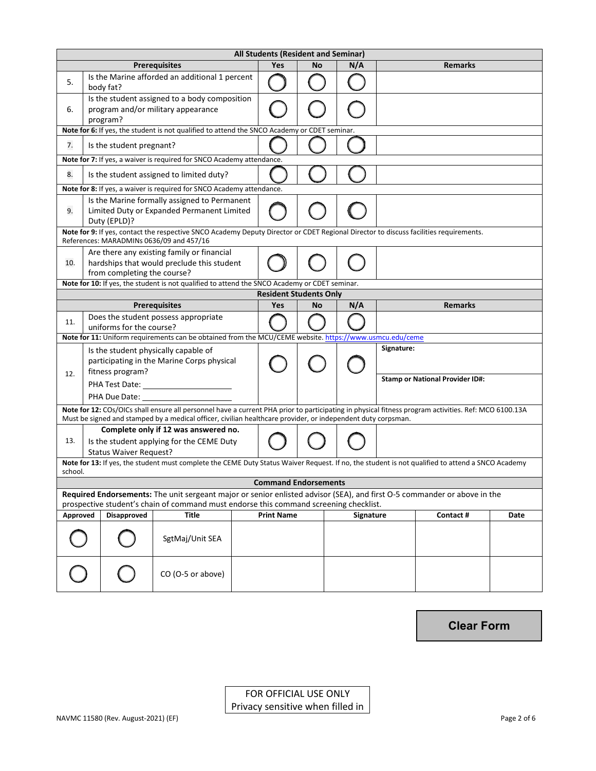## All Students (Resident and Seminar)

| | Prerequisites | Yes | No | N/A | Remarks |
|---|---|---|---|---|---|
| 5. | Is the Marine afforded an additional 1 percent body fat? | ◯ | ◯ | ◯ | |
| 6. | Is the student assigned to a body composition program and/or military appearance program? | ◯ | ◯ | ◯ | |

**Note for 6:** If yes, the student is not qualified to attend the SNCO Academy or CDET seminar.

| | | Yes | No | N/A | Remarks |
|---|---|---|---|---|---|
| 7. | Is the student pregnant? | ◯ | ◯ | ◯ | |

**Note for 7:** If yes, a waiver is required for SNCO Academy attendance.

| | | Yes | No | N/A | Remarks |
|---|---|---|---|---|---|
| 8. | Is the student assigned to limited duty? | ◯ | ◯ | ◯ | |

**Note for 8:** If yes, a waiver is required for SNCO Academy attendance.

| | | Yes | No | N/A | Remarks |
|---|---|---|---|---|---|
| 9. | Is the Marine formally assigned to Permanent Limited Duty or Expanded Permanent Limited Duty (EPLD)? | ◯ | ◯ | ◯ | |

**Note for 9:** If yes, contact the respective SNCO Academy Deputy Director or CDET Regional Director to discuss facilities requirements. References: MARADMINs 0636/09 and 457/16

| | | Yes | No | N/A | Remarks |
|---|---|---|---|---|---|
| 10. | Are there any existing family or financial hardships that would preclude this student from completing the course? | ◯ | ◯ | ◯ | |

**Note for 10:** If yes, the student is not qualified to attend the SNCO Academy or CDET seminar.

## Resident Students Only

| | Prerequisites | Yes | No | N/A | Remarks |
|---|---|---|---|---|---|
| 11. | Does the student possess appropriate uniforms for the course? | ◯ | ◯ | ◯ | |

**Note for 11:** Uniform requirements can be obtained from the MCU/CEME website. https://www.usmcu.edu/ceme

| | | Yes | No | N/A | Remarks |
|---|---|---|---|---|---|
| 12. | Is the student physically capable of participating in the Marine Corps physical fitness program?<br>PHA Test Date: ____________________<br>PHA Due Date: ____________________ | ◯ | ◯ | ◯ | Signature:<br><br>Stamp or National Provider ID#: |

**Note for 12:** COs/OICs shall ensure all personnel have a current PHA prior to participating in physical fitness program activities. Ref: MCO 6100.13A Must be signed and stamped by a medical officer, civilian healthcare provider, or independent duty corpsman.

| | | Yes | No | N/A | Remarks |
|---|---|---|---|---|---|
| 13. | **Complete only if 12 was answered no.**<br>Is the student applying for the CEME Duty Status Waiver Request? | ◯ | ◯ | ◯ | |

**Note for 13:** If yes, the student must complete the CEME Duty Status Waiver Request. If no, the student is not qualified to attend a SNCO Academy school.

## Command Endorsements

**Required Endorsements:** The unit sergeant major or senior enlisted advisor (SEA), and first O-5 commander or above in the prospective student's chain of command must endorse this command screening checklist.

| Approved | Disapproved | Title | Print Name | Signature | Contact # | Date |
|---|---|---|---|---|---|---|
| ◯ | ◯ | SgtMaj/Unit SEA | | | | |
| ◯ | ◯ | CO (O-5 or above) | | | | |

Clear Form

FOR OFFICIAL USE ONLY
Privacy sensitive when filled in

NAVMC 11580 (Rev. August-2021) (EF)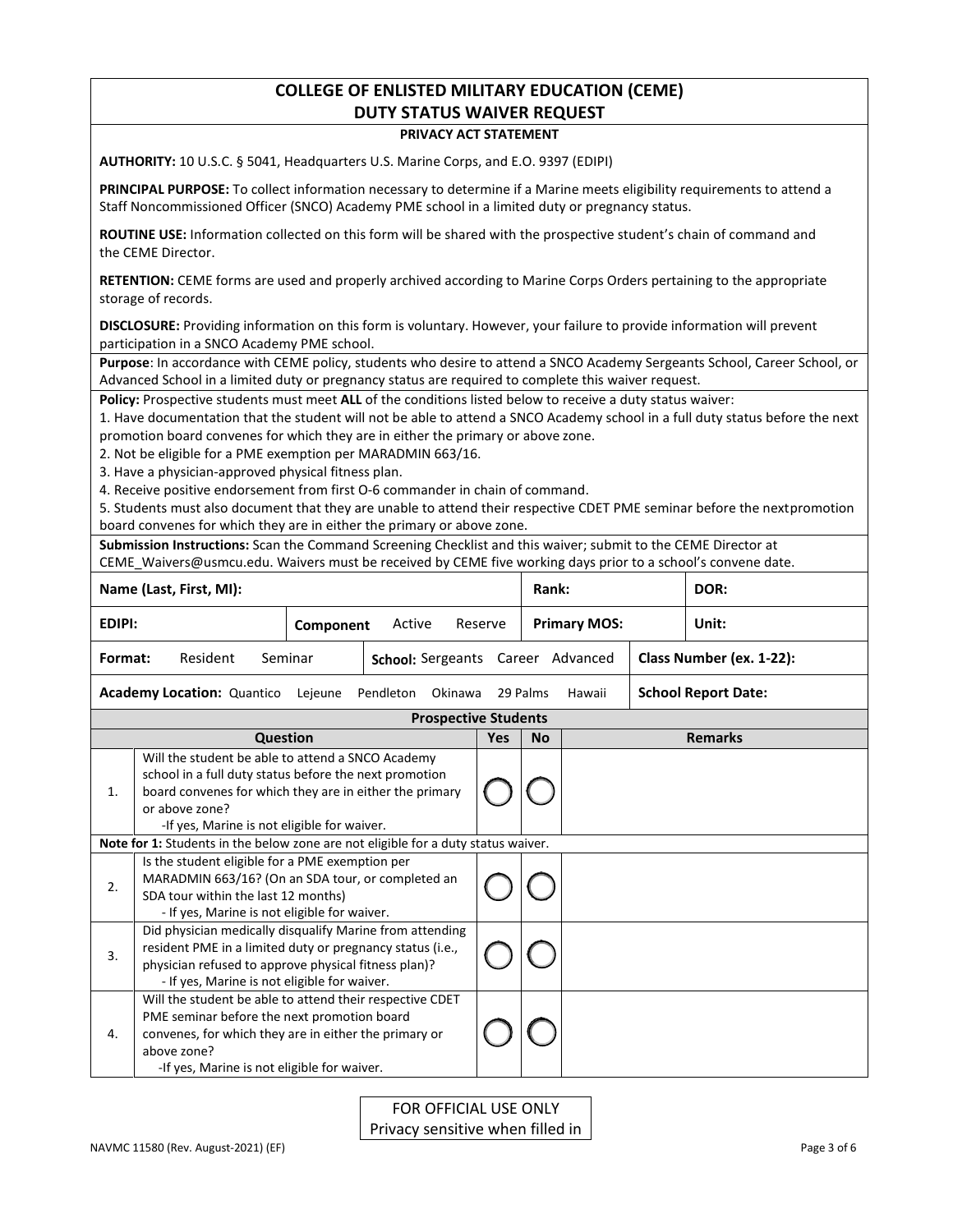# COLLEGE OF ENLISTED MILITARY EDUCATION (CEME)
# DUTY STATUS WAIVER REQUEST

**PRIVACY ACT STATEMENT**

**AUTHORITY:** 10 U.S.C. § 5041, Headquarters U.S. Marine Corps, and E.O. 9397 (EDIPI)

**PRINCIPAL PURPOSE:** To collect information necessary to determine if a Marine meets eligibility requirements to attend a Staff Noncommissioned Officer (SNCO) Academy PME school in a limited duty or pregnancy status.

**ROUTINE USE:** Information collected on this form will be shared with the prospective student's chain of command and the CEME Director.

**RETENTION:** CEME forms are used and properly archived according to Marine Corps Orders pertaining to the appropriate storage of records.

**DISCLOSURE:** Providing information on this form is voluntary. However, your failure to provide information will prevent participation in a SNCO Academy PME school.

**Purpose**: In accordance with CEME policy, students who desire to attend a SNCO Academy Sergeants School, Career School, or Advanced School in a limited duty or pregnancy status are required to complete this waiver request.

**Policy:** Prospective students must meet **ALL** of the conditions listed below to receive a duty status waiver:

1. Have documentation that the student will not be able to attend a SNCO Academy school in a full duty status before the next promotion board convenes for which they are in either the primary or above zone.
2. Not be eligible for a PME exemption per MARADMIN 663/16.
3. Have a physician-approved physical fitness plan.
4. Receive positive endorsement from first O-6 commander in chain of command.
5. Students must also document that they are unable to attend their respective CDET PME seminar before the next promotion board convenes for which they are in either the primary or above zone.

**Submission Instructions:** Scan the Command Screening Checklist and this waiver; submit to the CEME Director at CEME_Waivers@usmcu.edu. Waivers must be received by CEME five working days prior to a school's convene date.

| | | | |
|---|---|---|---|
| **Name (Last, First, MI):** | | **Rank:** | **DOR:** |
| **EDIPI:** | **Component** Active Reserve | **Primary MOS:** | **Unit:** |
| **Format:** Resident Seminar | **School:** Sergeants Career Advanced | **Class Number (ex. 1-22):** | |
| **Academy Location:** Quantico Lejeune Pendleton Okinawa 29 Palms Hawaii | | **School Report Date:** | |

**Prospective Students**

| | Question | Yes | No | Remarks |
|---|---|---|---|---|
| 1. | Will the student be able to attend a SNCO Academy school in a full duty status before the next promotion board convenes for which they are in either the primary or above zone?<br>-If yes, Marine is not eligible for waiver. | ◯ | ◯ | |
| **Note for 1:** Students in the below zone are not eligible for a duty status waiver. | | | | |
| 2. | Is the student eligible for a PME exemption per MARADMIN 663/16? (On an SDA tour, or completed an SDA tour within the last 12 months)<br>- If yes, Marine is not eligible for waiver. | ◯ | ◯ | |
| 3. | Did physician medically disqualify Marine from attending resident PME in a limited duty or pregnancy status (i.e., physician refused to approve physical fitness plan)?<br>- If yes, Marine is not eligible for waiver. | ◯ | ◯ | |
| 4. | Will the student be able to attend their respective CDET PME seminar before the next promotion board convenes, for which they are in either the primary or above zone?<br>-If yes, Marine is not eligible for waiver. | ◯ | ◯ | |

FOR OFFICIAL USE ONLY
Privacy sensitive when filled in

NAVMC 11580 (Rev. August-2021) (EF)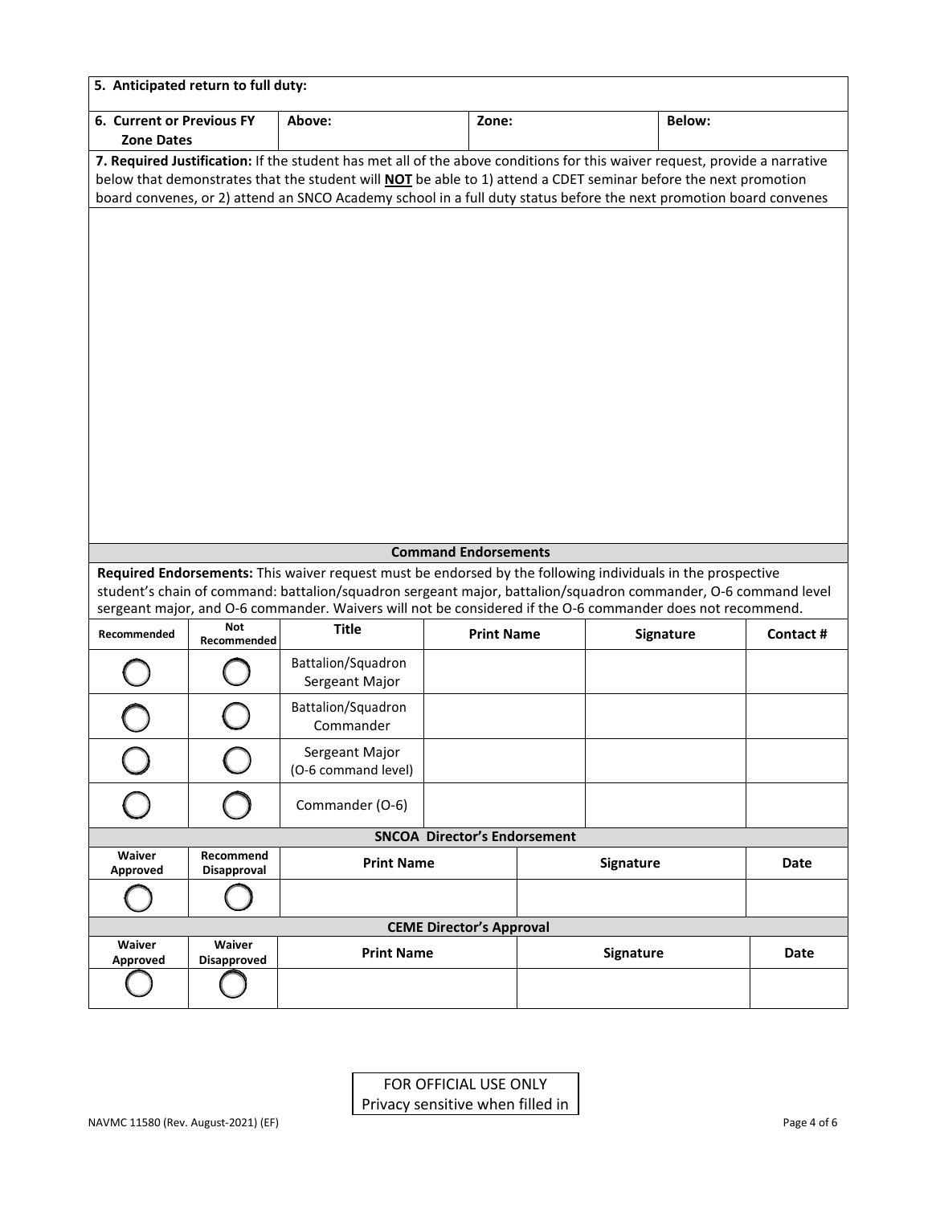| **5. Anticipated return to full duty:** | | | |
|---|---|---|---|
| **6. Current or Previous FY Zone Dates** | **Above:** | **Zone:** | **Below:** |

**7. Required Justification:** If the student has met all of the above conditions for this waiver request, provide a narrative below that demonstrates that the student will **NOT** be able to 1) attend a CDET seminar before the next promotion board convenes, or 2) attend an SNCO Academy school in a full duty status before the next promotion board convenes

### Command Endorsements

**Required Endorsements:** This waiver request must be endorsed by the following individuals in the prospective student's chain of command: battalion/squadron sergeant major, battalion/squadron commander, O-6 command level sergeant major, and O-6 commander. Waivers will not be considered if the O-6 commander does not recommend.

| Recommended | Not Recommended | Title | Print Name | Signature | Contact # |
|---|---|---|---|---|---|
| ◯ | ◯ | Battalion/Squadron Sergeant Major | | | |
| ◯ | ◯ | Battalion/Squadron Commander | | | |
| ◯ | ◯ | Sergeant Major (O-6 command level) | | | |
| ◯ | ◯ | Commander (O-6) | | | |

### SNCOA Director's Endorsement

| Waiver Approved | Recommend Disapproval | Print Name | Signature | Date |
|---|---|---|---|---|
| ◯ | ◯ | | | |

### CEME Director's Approval

| Waiver Approved | Waiver Disapproved | Print Name | Signature | Date |
|---|---|---|---|---|
| ◯ | ◯ | | | |

FOR OFFICIAL USE ONLY
Privacy sensitive when filled in

NAVMC 11580 (Rev. August-2021) (EF)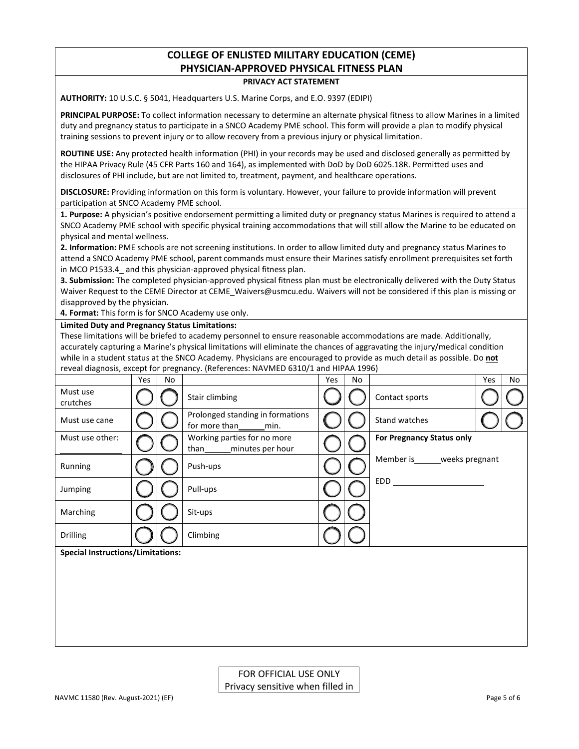# COLLEGE OF ENLISTED MILITARY EDUCATION (CEME)
# PHYSICIAN-APPROVED PHYSICAL FITNESS PLAN

**PRIVACY ACT STATEMENT**

**AUTHORITY:** 10 U.S.C. § 5041, Headquarters U.S. Marine Corps, and E.O. 9397 (EDIPI)

**PRINCIPAL PURPOSE:** To collect information necessary to determine an alternate physical fitness to allow Marines in a limited duty and pregnancy status to participate in a SNCO Academy PME school. This form will provide a plan to modify physical training sessions to prevent injury or to allow recovery from a previous injury or physical limitation.

**ROUTINE USE:** Any protected health information (PHI) in your records may be used and disclosed generally as permitted by the HIPAA Privacy Rule (45 CFR Parts 160 and 164), as implemented with DoD by DoD 6025.18R. Permitted uses and disclosures of PHI include, but are not limited to, treatment, payment, and healthcare operations.

**DISCLOSURE:** Providing information on this form is voluntary. However, your failure to provide information will prevent participation at SNCO Academy PME school.

**1. Purpose:** A physician's positive endorsement permitting a limited duty or pregnancy status Marines is required to attend a SNCO Academy PME school with specific physical training accommodations that will still allow the Marine to be educated on physical and mental wellness.

**2. Information:** PME schools are not screening institutions. In order to allow limited duty and pregnancy status Marines to attend a SNCO Academy PME school, parent commands must ensure their Marines satisfy enrollment prerequisites set forth in MCO P1533.4_ and this physician-approved physical fitness plan.

**3. Submission:** The completed physician-approved physical fitness plan must be electronically delivered with the Duty Status Waiver Request to the CEME Director at CEME_Waivers@usmcu.edu. Waivers will not be considered if this plan is missing or disapproved by the physician.

**4. Format:** This form is for SNCO Academy use only.

**Limited Duty and Pregnancy Status Limitations:**

These limitations will be briefed to academy personnel to ensure reasonable accommodations are made. Additionally, accurately capturing a Marine's physical limitations will eliminate the chances of aggravating the injury/medical condition while in a student status at the SNCO Academy. Physicians are encouraged to provide as much detail as possible. Do **not** reveal diagnosis, except for pregnancy. (References: NAVMED 6310/1 and HIPAA 1996)

| | Yes | No | | Yes | No | | Yes | No |
|---|---|---|---|---|---|---|---|---|
| Must use crutches | ◯ | ◯ | Stair climbing | ◯ | ◯ | Contact sports | ◯ | ◯ |
| Must use cane | ◯ | ◯ | Prolonged standing in formations for more than ______min. | ◯ | ◯ | Stand watches | ◯ | ◯ |
| Must use other: ______________ | ◯ | ◯ | Working parties for no more than______minutes per hour | ◯ | ◯ | **For Pregnancy Status only** | | |
| Running | ◯ | ◯ | Push-ups | ◯ | ◯ | Member is______weeks pregnant | | |
| Jumping | ◯ | ◯ | Pull-ups | ◯ | ◯ | EDD ____________________ | | |
| Marching | ◯ | ◯ | Sit-ups | ◯ | ◯ | | | |
| Drilling | ◯ | ◯ | Climbing | ◯ | ◯ | | | |

**Special Instructions/Limitations:**

FOR OFFICIAL USE ONLY
Privacy sensitive when filled in

NAVMC 11580 (Rev. August-2021) (EF)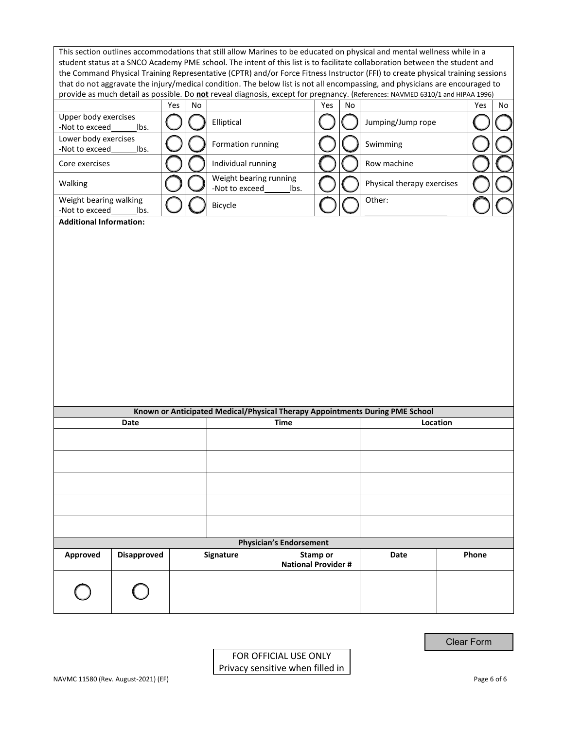This section outlines accommodations that still allow Marines to be educated on physical and mental wellness while in a student status at a SNCO Academy PME school. The intent of this list is to facilitate collaboration between the student and the Command Physical Training Representative (CPTR) and/or Force Fitness Instructor (FFI) to create physical training sessions that do not aggravate the injury/medical condition. The below list is not all encompassing, and physicians are encouraged to provide as much detail as possible. Do **not** reveal diagnosis, except for pregnancy. (References: NAVMED 6310/1 and HIPAA 1996)

| | Yes | No | | Yes | No | | Yes | No |
|---|---|---|---|---|---|---|---|---|
| Upper body exercises -Not to exceed______lbs. | ◯ | ◯ | Elliptical | ◯ | ◯ | Jumping/Jump rope | ◯ | ◯ |
| Lower body exercises -Not to exceed______lbs. | ◯ | ◯ | Formation running | ◯ | ◯ | Swimming | ◯ | ◯ |
| Core exercises | ◯ | ◯ | Individual running | ◯ | ◯ | Row machine | ◯ | ◯ |
| Walking | ◯ | ◯ | Weight bearing running -Not to exceed______lbs. | ◯ | ◯ | Physical therapy exercises | ◯ | ◯ |
| Weight bearing walking -Not to exceed______lbs. | ◯ | ◯ | Bicycle | ◯ | ◯ | Other: ____________________ | ◯ | ◯ |

**Additional Information:**

**Known or Anticipated Medical/Physical Therapy Appointments During PME School**

| Date | Time | Location |
|---|---|---|
| | | |
| | | |
| | | |
| | | |
| | | |

**Physician's Endorsement**

| Approved | Disapproved | Signature | Stamp or National Provider # | Date | Phone |
|---|---|---|---|---|---|
| ◯ | ◯ | | | | |

Clear Form

FOR OFFICIAL USE ONLY
Privacy sensitive when filled in

NAVMC 11580 (Rev. August-2021) (EF)